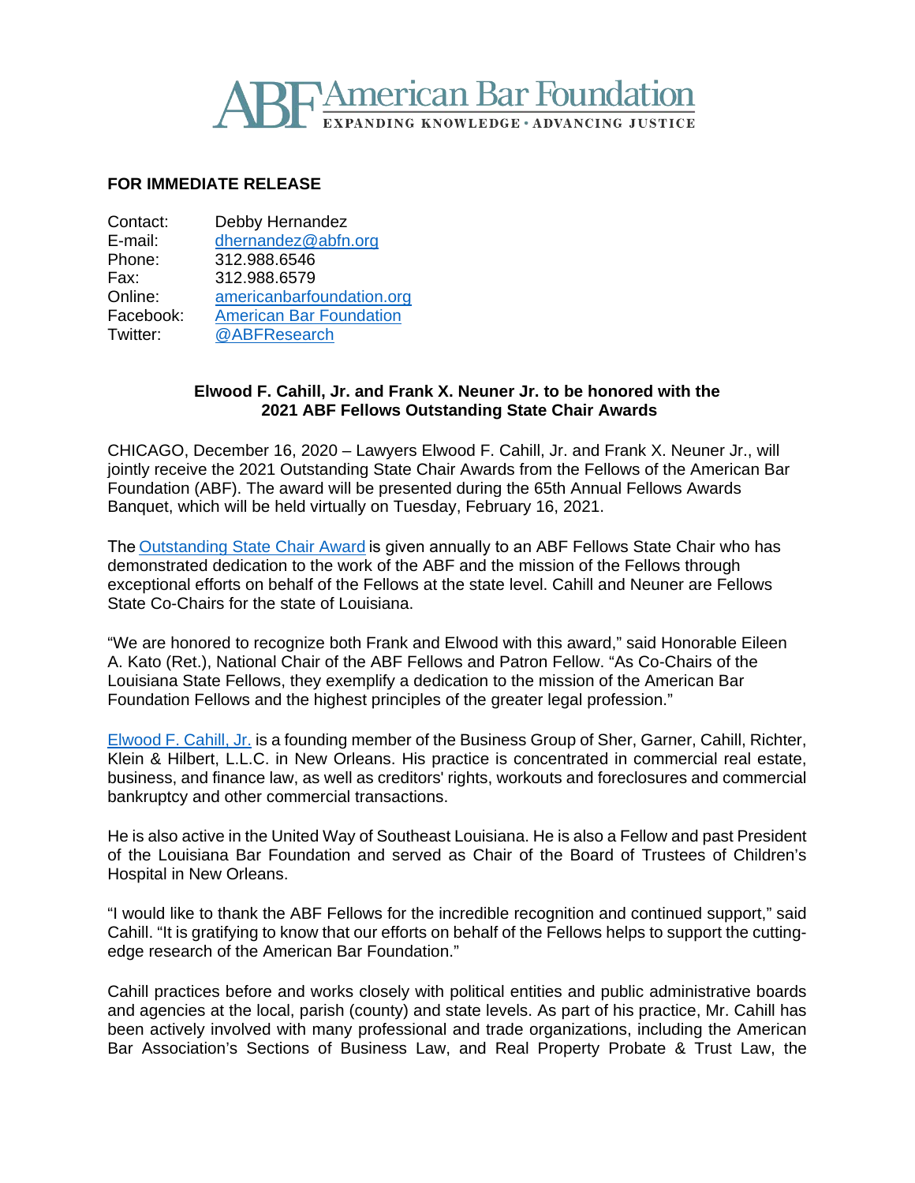ABF American Bar Foundation
EXPANDING KNOWLEDGE • ADVANCING JUSTICE

**FOR IMMEDIATE RELEASE**

Contact: Debby Hernandez
E-mail: dhernandez@abfn.org
Phone: 312.988.6546
Fax: 312.988.6579
Online: americanbarfoundation.org
Facebook: American Bar Foundation
Twitter: @ABFResearch

**Elwood F. Cahill, Jr. and Frank X. Neuner Jr. to be honored with the 2021 ABF Fellows Outstanding State Chair Awards**

CHICAGO, December 16, 2020 – Lawyers Elwood F. Cahill, Jr. and Frank X. Neuner Jr., will jointly receive the 2021 Outstanding State Chair Awards from the Fellows of the American Bar Foundation (ABF). The award will be presented during the 65th Annual Fellows Awards Banquet, which will be held virtually on Tuesday, February 16, 2021.

The Outstanding State Chair Award is given annually to an ABF Fellows State Chair who has demonstrated dedication to the work of the ABF and the mission of the Fellows through exceptional efforts on behalf of the Fellows at the state level. Cahill and Neuner are Fellows State Co-Chairs for the state of Louisiana.

"We are honored to recognize both Frank and Elwood with this award," said Honorable Eileen A. Kato (Ret.), National Chair of the ABF Fellows and Patron Fellow. "As Co-Chairs of the Louisiana State Fellows, they exemplify a dedication to the mission of the American Bar Foundation Fellows and the highest principles of the greater legal profession."

Elwood F. Cahill, Jr. is a founding member of the Business Group of Sher, Garner, Cahill, Richter, Klein & Hilbert, L.L.C. in New Orleans. His practice is concentrated in commercial real estate, business, and finance law, as well as creditors' rights, workouts and foreclosures and commercial bankruptcy and other commercial transactions.

He is also active in the United Way of Southeast Louisiana. He is also a Fellow and past President of the Louisiana Bar Foundation and served as Chair of the Board of Trustees of Children's Hospital in New Orleans.

"I would like to thank the ABF Fellows for the incredible recognition and continued support," said Cahill. "It is gratifying to know that our efforts on behalf of the Fellows helps to support the cutting-edge research of the American Bar Foundation."

Cahill practices before and works closely with political entities and public administrative boards and agencies at the local, parish (county) and state levels. As part of his practice, Mr. Cahill has been actively involved with many professional and trade organizations, including the American Bar Association's Sections of Business Law, and Real Property Probate & Trust Law, the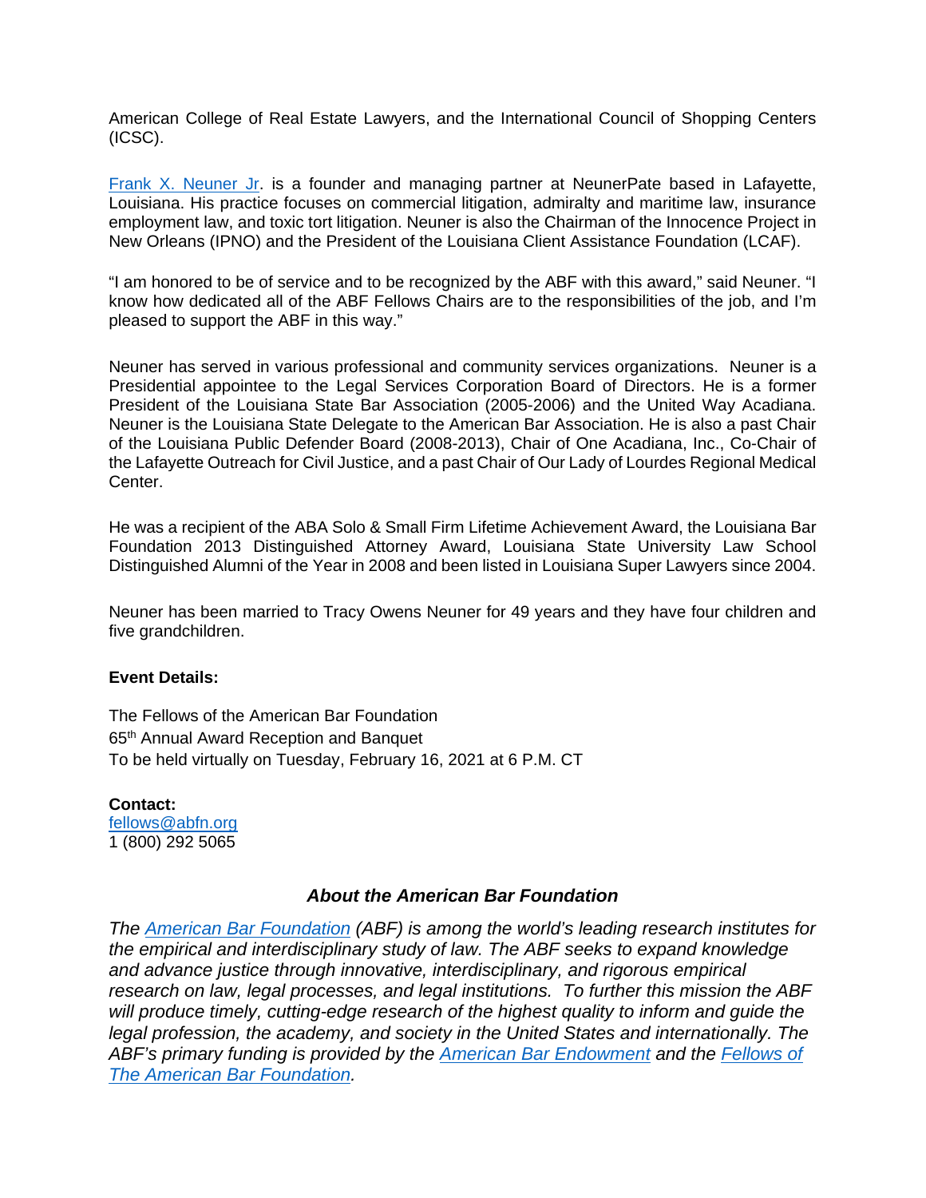American College of Real Estate Lawyers, and the International Council of Shopping Centers (ICSC).

Frank X. Neuner Jr. is a founder and managing partner at NeunerPate based in Lafayette, Louisiana. His practice focuses on commercial litigation, admiralty and maritime law, insurance employment law, and toxic tort litigation. Neuner is also the Chairman of the Innocence Project in New Orleans (IPNO) and the President of the Louisiana Client Assistance Foundation (LCAF).

"I am honored to be of service and to be recognized by the ABF with this award," said Neuner. "I know how dedicated all of the ABF Fellows Chairs are to the responsibilities of the job, and I'm pleased to support the ABF in this way."

Neuner has served in various professional and community services organizations. Neuner is a Presidential appointee to the Legal Services Corporation Board of Directors. He is a former President of the Louisiana State Bar Association (2005-2006) and the United Way Acadiana. Neuner is the Louisiana State Delegate to the American Bar Association. He is also a past Chair of the Louisiana Public Defender Board (2008-2013), Chair of One Acadiana, Inc., Co-Chair of the Lafayette Outreach for Civil Justice, and a past Chair of Our Lady of Lourdes Regional Medical Center.

He was a recipient of the ABA Solo & Small Firm Lifetime Achievement Award, the Louisiana Bar Foundation 2013 Distinguished Attorney Award, Louisiana State University Law School Distinguished Alumni of the Year in 2008 and been listed in Louisiana Super Lawyers since 2004.

Neuner has been married to Tracy Owens Neuner for 49 years and they have four children and five grandchildren.

**Event Details:**

The Fellows of the American Bar Foundation
65th Annual Award Reception and Banquet
To be held virtually on Tuesday, February 16, 2021 at 6 P.M. CT

**Contact:**
fellows@abfn.org
1 (800) 292 5065

### *About the American Bar Foundation*

*The American Bar Foundation (ABF) is among the world's leading research institutes for the empirical and interdisciplinary study of law. The ABF seeks to expand knowledge and advance justice through innovative, interdisciplinary, and rigorous empirical research on law, legal processes, and legal institutions. To further this mission the ABF will produce timely, cutting-edge research of the highest quality to inform and guide the legal profession, the academy, and society in the United States and internationally. The ABF's primary funding is provided by the American Bar Endowment and the Fellows of The American Bar Foundation.*